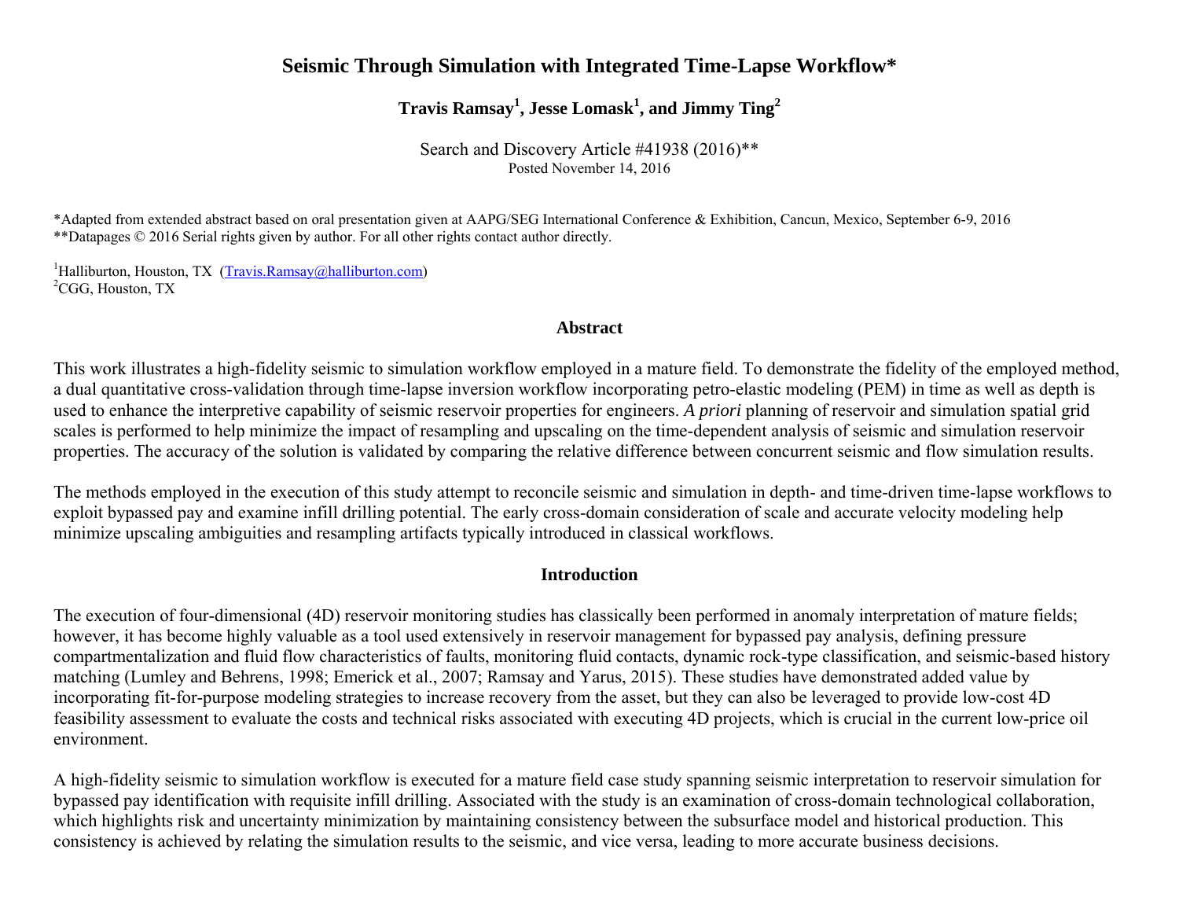# Seismic Through Simulation with Integrated Time-Lapse Workflow*

**Travis Ramsay[1], Jesse Lomask[1], and Jimmy Ting[2]**

Search and Discovery Article #41938 (2016)**
Posted November 14, 2016

*Adapted from extended abstract based on oral presentation given at AAPG/SEG International Conference & Exhibition, Cancun, Mexico, September 6-9, 2016
**Datapages © 2016 Serial rights given by author. For all other rights contact author directly.

[1]Halliburton, Houston, TX (Travis.Ramsay@halliburton.com)
[2]CGG, Houston, TX

## Abstract

This work illustrates a high-fidelity seismic to simulation workflow employed in a mature field. To demonstrate the fidelity of the employed method, a dual quantitative cross-validation through time-lapse inversion workflow incorporating petro-elastic modeling (PEM) in time as well as depth is used to enhance the interpretive capability of seismic reservoir properties for engineers. *A priori* planning of reservoir and simulation spatial grid scales is performed to help minimize the impact of resampling and upscaling on the time-dependent analysis of seismic and simulation reservoir properties. The accuracy of the solution is validated by comparing the relative difference between concurrent seismic and flow simulation results.

The methods employed in the execution of this study attempt to reconcile seismic and simulation in depth- and time-driven time-lapse workflows to exploit bypassed pay and examine infill drilling potential. The early cross-domain consideration of scale and accurate velocity modeling help minimize upscaling ambiguities and resampling artifacts typically introduced in classical workflows.

## Introduction

The execution of four-dimensional (4D) reservoir monitoring studies has classically been performed in anomaly interpretation of mature fields; however, it has become highly valuable as a tool used extensively in reservoir management for bypassed pay analysis, defining pressure compartmentalization and fluid flow characteristics of faults, monitoring fluid contacts, dynamic rock-type classification, and seismic-based history matching (Lumley and Behrens, 1998; Emerick et al., 2007; Ramsay and Yarus, 2015). These studies have demonstrated added value by incorporating fit-for-purpose modeling strategies to increase recovery from the asset, but they can also be leveraged to provide low-cost 4D feasibility assessment to evaluate the costs and technical risks associated with executing 4D projects, which is crucial in the current low-price oil environment.

A high-fidelity seismic to simulation workflow is executed for a mature field case study spanning seismic interpretation to reservoir simulation for bypassed pay identification with requisite infill drilling. Associated with the study is an examination of cross-domain technological collaboration, which highlights risk and uncertainty minimization by maintaining consistency between the subsurface model and historical production. This consistency is achieved by relating the simulation results to the seismic, and vice versa, leading to more accurate business decisions.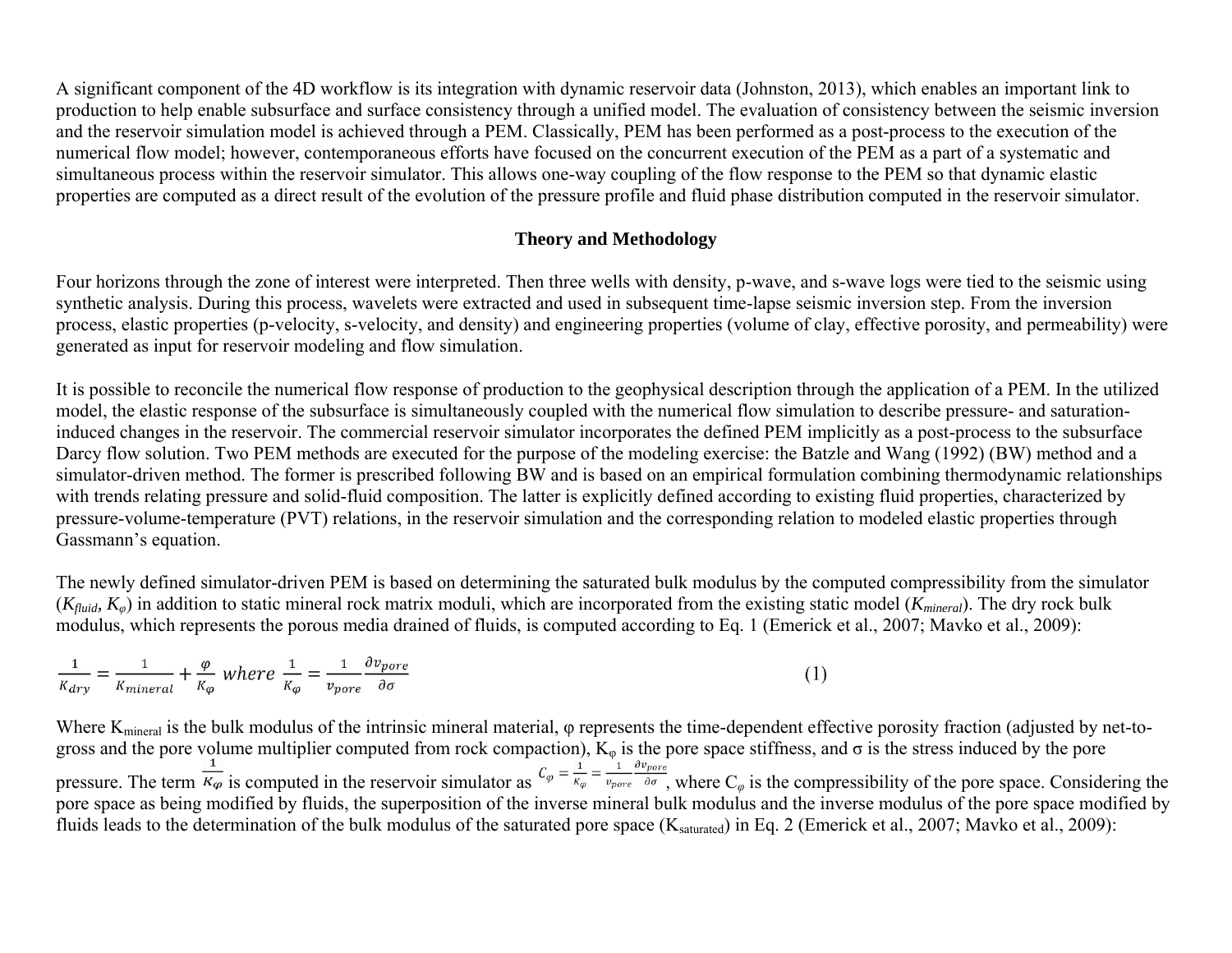A significant component of the 4D workflow is its integration with dynamic reservoir data (Johnston, 2013), which enables an important link to production to help enable subsurface and surface consistency through a unified model. The evaluation of consistency between the seismic inversion and the reservoir simulation model is achieved through a PEM. Classically, PEM has been performed as a post-process to the execution of the numerical flow model; however, contemporaneous efforts have focused on the concurrent execution of the PEM as a part of a systematic and simultaneous process within the reservoir simulator. This allows one-way coupling of the flow response to the PEM so that dynamic elastic properties are computed as a direct result of the evolution of the pressure profile and fluid phase distribution computed in the reservoir simulator.

## Theory and Methodology

Four horizons through the zone of interest were interpreted. Then three wells with density, p-wave, and s-wave logs were tied to the seismic using synthetic analysis. During this process, wavelets were extracted and used in subsequent time-lapse seismic inversion step. From the inversion process, elastic properties (p-velocity, s-velocity, and density) and engineering properties (volume of clay, effective porosity, and permeability) were generated as input for reservoir modeling and flow simulation.

It is possible to reconcile the numerical flow response of production to the geophysical description through the application of a PEM. In the utilized model, the elastic response of the subsurface is simultaneously coupled with the numerical flow simulation to describe pressure- and saturation-induced changes in the reservoir. The commercial reservoir simulator incorporates the defined PEM implicitly as a post-process to the subsurface Darcy flow solution. Two PEM methods are executed for the purpose of the modeling exercise: the Batzle and Wang (1992) (BW) method and a simulator-driven method. The former is prescribed following BW and is based on an empirical formulation combining thermodynamic relationships with trends relating pressure and solid-fluid composition. The latter is explicitly defined according to existing fluid properties, characterized by pressure-volume-temperature (PVT) relations, in the reservoir simulation and the corresponding relation to modeled elastic properties through Gassmann's equation.

The newly defined simulator-driven PEM is based on determining the saturated bulk modulus by the computed compressibility from the simulator ($K_{fluid}$, $K_{\varphi}$) in addition to static mineral rock matrix moduli, which are incorporated from the existing static model ($K_{mineral}$). The dry rock bulk modulus, which represents the porous media drained of fluids, is computed according to Eq. 1 (Emerick et al., 2007; Mavko et al., 2009):

$$\frac{1}{K_{dry}} = \frac{1}{K_{mineral}} + \frac{\varphi}{K_{\varphi}} \; where \; \frac{1}{K_{\varphi}} = \frac{1}{v_{pore}} \frac{\partial v_{pore}}{\partial \sigma} \tag{1}$$

Where $K_{mineral}$ is the bulk modulus of the intrinsic mineral material, φ represents the time-dependent effective porosity fraction (adjusted by net-to-gross and the pore volume multiplier computed from rock compaction), $K_{\varphi}$ is the pore space stiffness, and σ is the stress induced by the pore pressure. The term $\frac{1}{K_{\varphi}}$ is computed in the reservoir simulator as $C_{\varphi} = \frac{1}{K_{\varphi}} = \frac{1}{v_{pore}} \frac{\partial v_{pore}}{\partial \sigma}$, where $C_{\varphi}$ is the compressibility of the pore space. Considering the pore space as being modified by fluids, the superposition of the inverse mineral bulk modulus and the inverse modulus of the pore space modified by fluids leads to the determination of the bulk modulus of the saturated pore space ($K_{saturated}$) in Eq. 2 (Emerick et al., 2007; Mavko et al., 2009):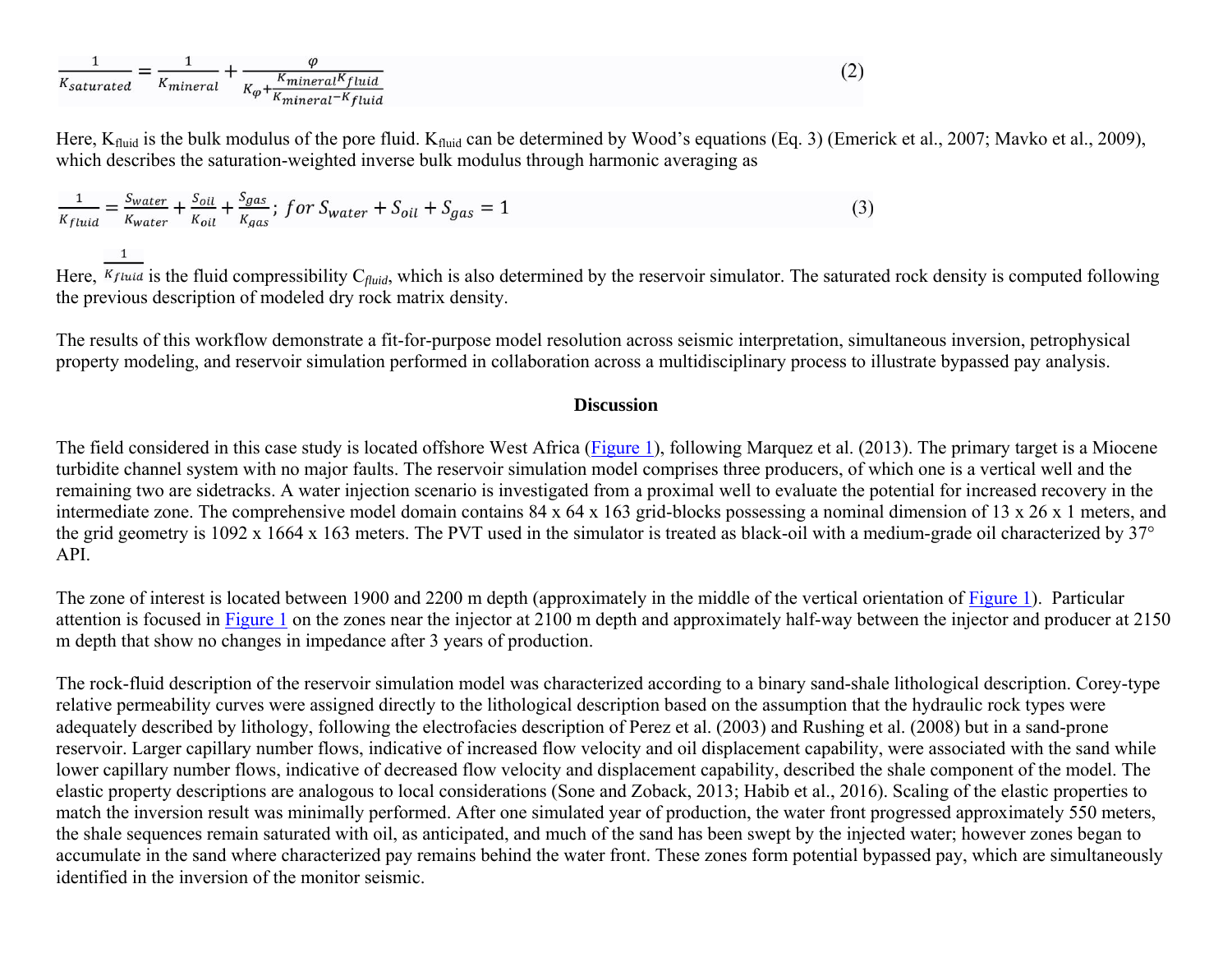$$\frac{1}{K_{saturated}} = \frac{1}{K_{mineral}} + \frac{\varphi}{K_{\varphi} + \frac{K_{mineral}K_{fluid}}{K_{mineral} - K_{fluid}}} \tag{2}$$

Here, $K_{fluid}$ is the bulk modulus of the pore fluid. $K_{fluid}$ can be determined by Wood's equations (Eq. 3) (Emerick et al., 2007; Mavko et al., 2009), which describes the saturation-weighted inverse bulk modulus through harmonic averaging as

$$\frac{1}{K_{fluid}} = \frac{S_{water}}{K_{water}} + \frac{S_{oil}}{K_{oil}} + \frac{S_{gas}}{K_{gas}};\ for\ S_{water} + S_{oil} + S_{gas} = 1 \tag{3}$$

Here, $\frac{1}{K_{fluid}}$ is the fluid compressibility $C_{fluid}$, which is also determined by the reservoir simulator. The saturated rock density is computed following the previous description of modeled dry rock matrix density.

The results of this workflow demonstrate a fit-for-purpose model resolution across seismic interpretation, simultaneous inversion, petrophysical property modeling, and reservoir simulation performed in collaboration across a multidisciplinary process to illustrate bypassed pay analysis.

## Discussion

The field considered in this case study is located offshore West Africa (Figure 1), following Marquez et al. (2013). The primary target is a Miocene turbidite channel system with no major faults. The reservoir simulation model comprises three producers, of which one is a vertical well and the remaining two are sidetracks. A water injection scenario is investigated from a proximal well to evaluate the potential for increased recovery in the intermediate zone. The comprehensive model domain contains 84 x 64 x 163 grid-blocks possessing a nominal dimension of 13 x 26 x 1 meters, and the grid geometry is 1092 x 1664 x 163 meters. The PVT used in the simulator is treated as black-oil with a medium-grade oil characterized by 37° API.

The zone of interest is located between 1900 and 2200 m depth (approximately in the middle of the vertical orientation of Figure 1). Particular attention is focused in Figure 1 on the zones near the injector at 2100 m depth and approximately half-way between the injector and producer at 2150 m depth that show no changes in impedance after 3 years of production.

The rock-fluid description of the reservoir simulation model was characterized according to a binary sand-shale lithological description. Corey-type relative permeability curves were assigned directly to the lithological description based on the assumption that the hydraulic rock types were adequately described by lithology, following the electrofacies description of Perez et al. (2003) and Rushing et al. (2008) but in a sand-prone reservoir. Larger capillary number flows, indicative of increased flow velocity and oil displacement capability, were associated with the sand while lower capillary number flows, indicative of decreased flow velocity and displacement capability, described the shale component of the model. The elastic property descriptions are analogous to local considerations (Sone and Zoback, 2013; Habib et al., 2016). Scaling of the elastic properties to match the inversion result was minimally performed. After one simulated year of production, the water front progressed approximately 550 meters, the shale sequences remain saturated with oil, as anticipated, and much of the sand has been swept by the injected water; however zones began to accumulate in the sand where characterized pay remains behind the water front. These zones form potential bypassed pay, which are simultaneously identified in the inversion of the monitor seismic.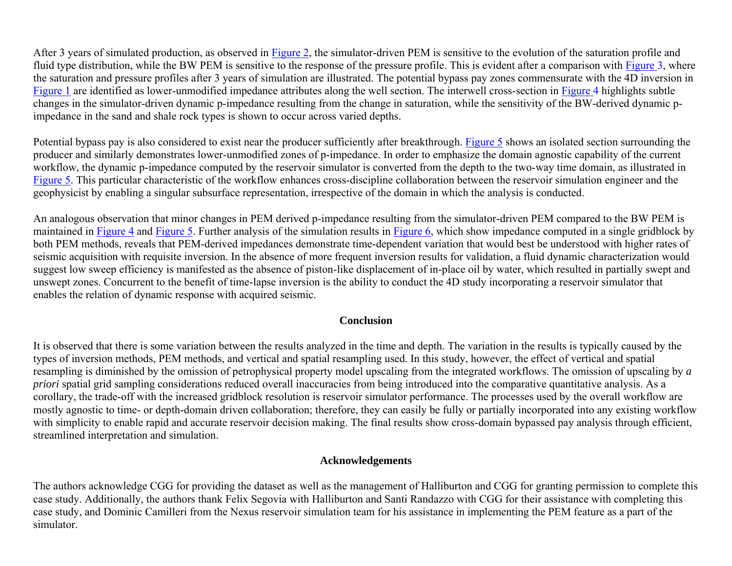After 3 years of simulated production, as observed in Figure 2, the simulator-driven PEM is sensitive to the evolution of the saturation profile and fluid type distribution, while the BW PEM is sensitive to the response of the pressure profile. This is evident after a comparison with Figure 3, where the saturation and pressure profiles after 3 years of simulation are illustrated. The potential bypass pay zones commensurate with the 4D inversion in Figure 1 are identified as lower-unmodified impedance attributes along the well section. The interwell cross-section in Figure 4 highlights subtle changes in the simulator-driven dynamic p-impedance resulting from the change in saturation, while the sensitivity of the BW-derived dynamic p-impedance in the sand and shale rock types is shown to occur across varied depths.

Potential bypass pay is also considered to exist near the producer sufficiently after breakthrough. Figure 5 shows an isolated section surrounding the producer and similarly demonstrates lower-unmodified zones of p-impedance. In order to emphasize the domain agnostic capability of the current workflow, the dynamic p-impedance computed by the reservoir simulator is converted from the depth to the two-way time domain, as illustrated in Figure 5. This particular characteristic of the workflow enhances cross-discipline collaboration between the reservoir simulation engineer and the geophysicist by enabling a singular subsurface representation, irrespective of the domain in which the analysis is conducted.

An analogous observation that minor changes in PEM derived p-impedance resulting from the simulator-driven PEM compared to the BW PEM is maintained in Figure 4 and Figure 5. Further analysis of the simulation results in Figure 6, which show impedance computed in a single gridblock by both PEM methods, reveals that PEM-derived impedances demonstrate time-dependent variation that would best be understood with higher rates of seismic acquisition with requisite inversion. In the absence of more frequent inversion results for validation, a fluid dynamic characterization would suggest low sweep efficiency is manifested as the absence of piston-like displacement of in-place oil by water, which resulted in partially swept and unswept zones. Concurrent to the benefit of time-lapse inversion is the ability to conduct the 4D study incorporating a reservoir simulator that enables the relation of dynamic response with acquired seismic.

## Conclusion

It is observed that there is some variation between the results analyzed in the time and depth. The variation in the results is typically caused by the types of inversion methods, PEM methods, and vertical and spatial resampling used. In this study, however, the effect of vertical and spatial resampling is diminished by the omission of petrophysical property model upscaling from the integrated workflows. The omission of upscaling by *a priori* spatial grid sampling considerations reduced overall inaccuracies from being introduced into the comparative quantitative analysis. As a corollary, the trade-off with the increased gridblock resolution is reservoir simulator performance. The processes used by the overall workflow are mostly agnostic to time- or depth-domain driven collaboration; therefore, they can easily be fully or partially incorporated into any existing workflow with simplicity to enable rapid and accurate reservoir decision making. The final results show cross-domain bypassed pay analysis through efficient, streamlined interpretation and simulation.

## Acknowledgements

The authors acknowledge CGG for providing the dataset as well as the management of Halliburton and CGG for granting permission to complete this case study. Additionally, the authors thank Felix Segovia with Halliburton and Santi Randazzo with CGG for their assistance with completing this case study, and Dominic Camilleri from the Nexus reservoir simulation team for his assistance in implementing the PEM feature as a part of the simulator.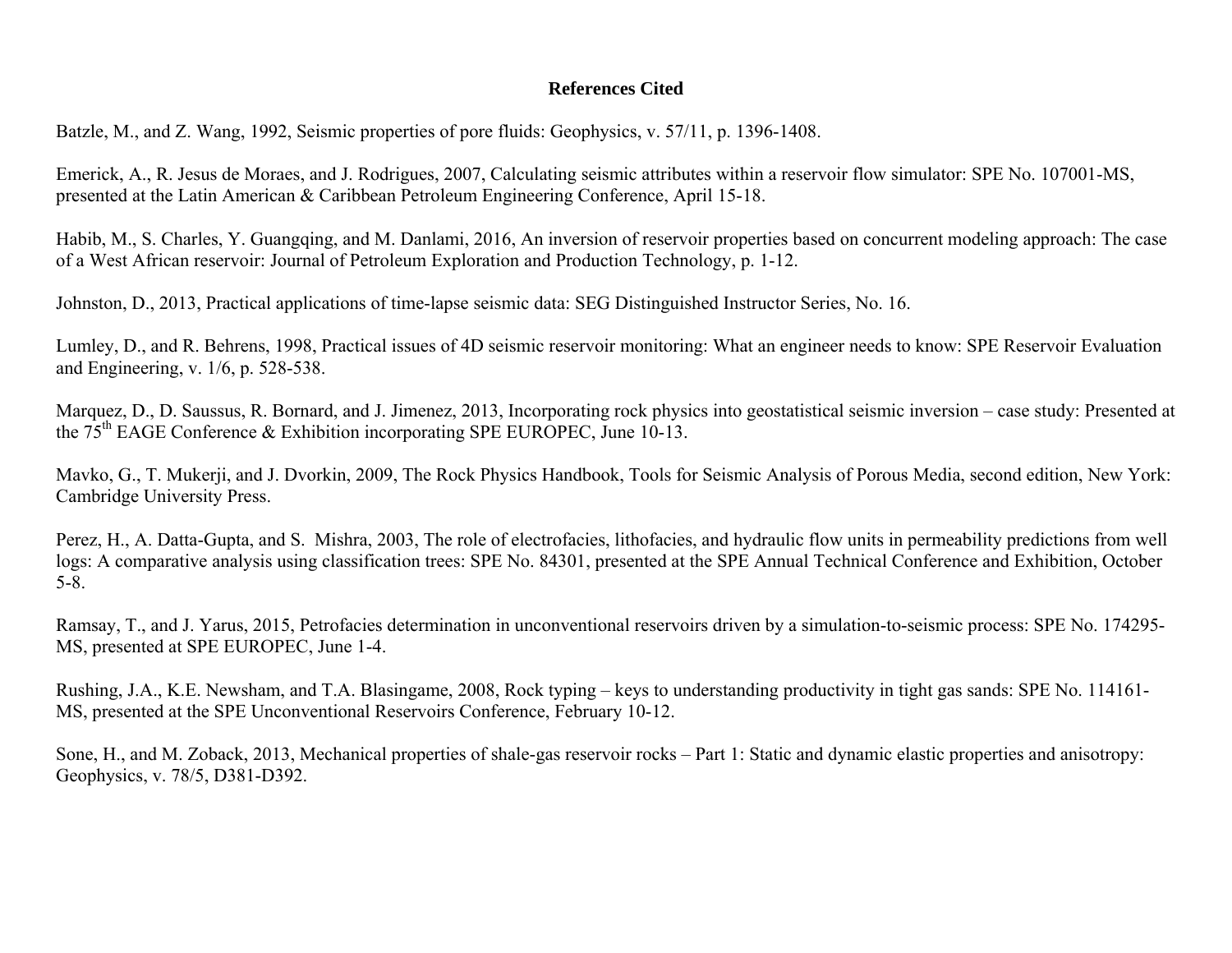## References Cited

Batzle, M., and Z. Wang, 1992, Seismic properties of pore fluids: Geophysics, v. 57/11, p. 1396-1408.

Emerick, A., R. Jesus de Moraes, and J. Rodrigues, 2007, Calculating seismic attributes within a reservoir flow simulator: SPE No. 107001-MS, presented at the Latin American & Caribbean Petroleum Engineering Conference, April 15-18.

Habib, M., S. Charles, Y. Guangqing, and M. Danlami, 2016, An inversion of reservoir properties based on concurrent modeling approach: The case of a West African reservoir: Journal of Petroleum Exploration and Production Technology, p. 1-12.

Johnston, D., 2013, Practical applications of time-lapse seismic data: SEG Distinguished Instructor Series, No. 16.

Lumley, D., and R. Behrens, 1998, Practical issues of 4D seismic reservoir monitoring: What an engineer needs to know: SPE Reservoir Evaluation and Engineering, v. 1/6, p. 528-538.

Marquez, D., D. Saussus, R. Bornard, and J. Jimenez, 2013, Incorporating rock physics into geostatistical seismic inversion – case study: Presented at the 75th EAGE Conference & Exhibition incorporating SPE EUROPEC, June 10-13.

Mavko, G., T. Mukerji, and J. Dvorkin, 2009, The Rock Physics Handbook, Tools for Seismic Analysis of Porous Media, second edition, New York: Cambridge University Press.

Perez, H., A. Datta-Gupta, and S. Mishra, 2003, The role of electrofacies, lithofacies, and hydraulic flow units in permeability predictions from well logs: A comparative analysis using classification trees: SPE No. 84301, presented at the SPE Annual Technical Conference and Exhibition, October 5-8.

Ramsay, T., and J. Yarus, 2015, Petrofacies determination in unconventional reservoirs driven by a simulation-to-seismic process: SPE No. 174295-MS, presented at SPE EUROPEC, June 1-4.

Rushing, J.A., K.E. Newsham, and T.A. Blasingame, 2008, Rock typing – keys to understanding productivity in tight gas sands: SPE No. 114161-MS, presented at the SPE Unconventional Reservoirs Conference, February 10-12.

Sone, H., and M. Zoback, 2013, Mechanical properties of shale-gas reservoir rocks – Part 1: Static and dynamic elastic properties and anisotropy: Geophysics, v. 78/5, D381-D392.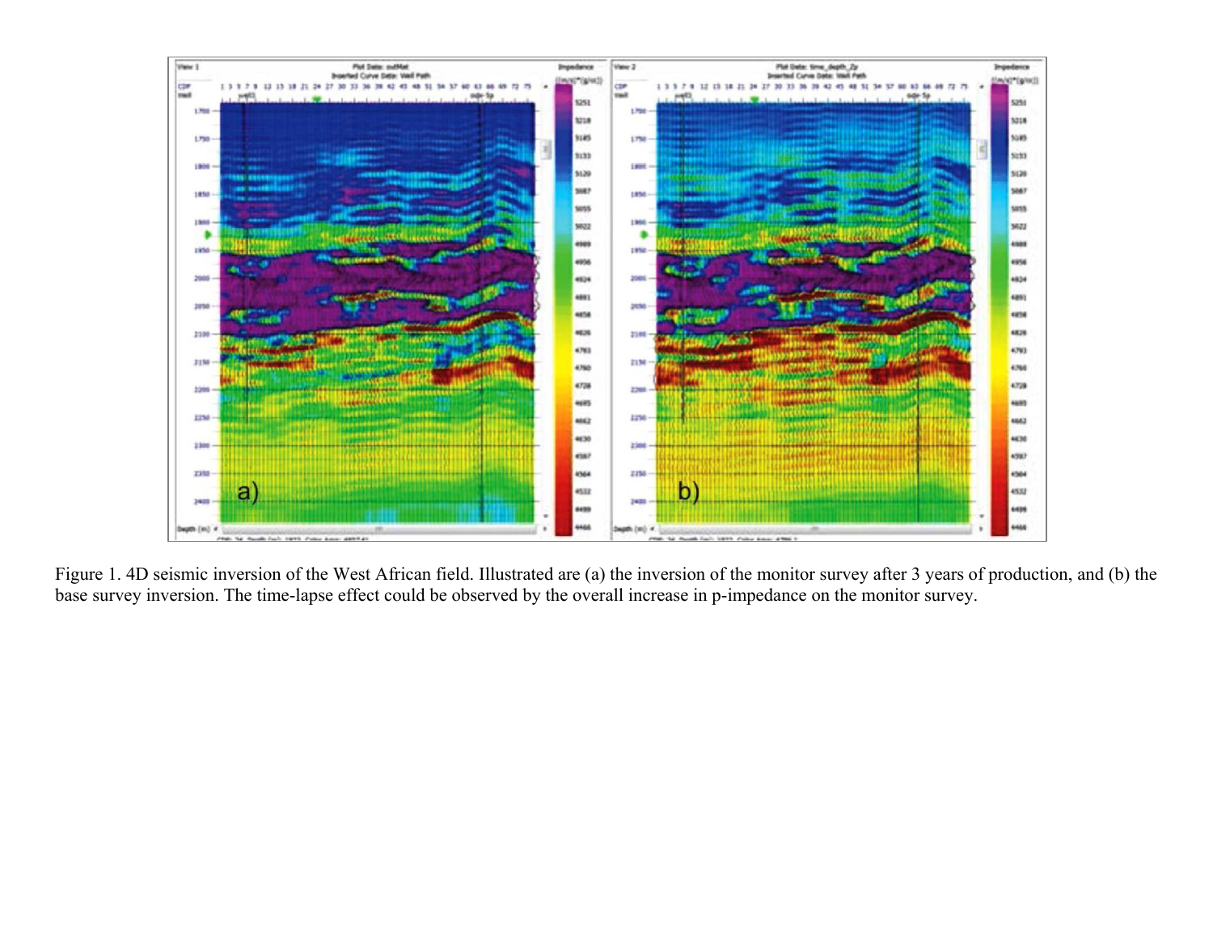Figure 1. 4D seismic inversion of the West African field. Illustrated are (a) the inversion of the monitor survey after 3 years of production, and (b) the base survey inversion. The time-lapse effect could be observed by the overall increase in p-impedance on the monitor survey.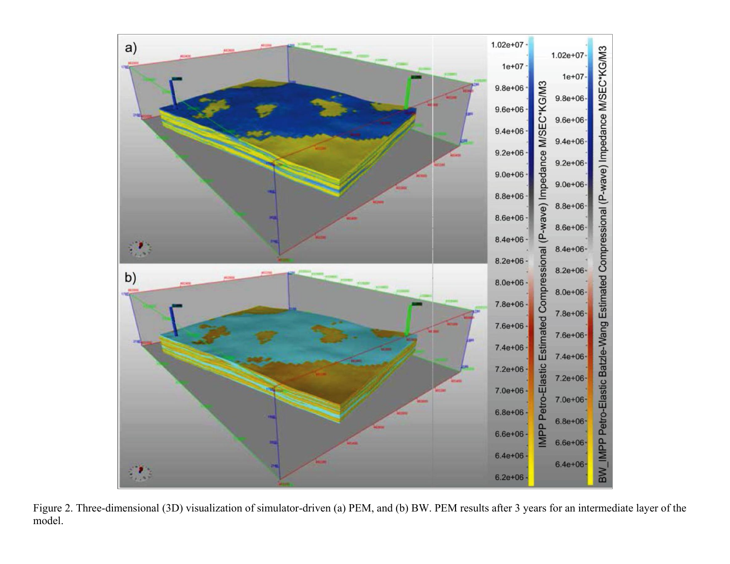Figure 2. Three-dimensional (3D) visualization of simulator-driven (a) PEM, and (b) BW. PEM results after 3 years for an intermediate layer of the model.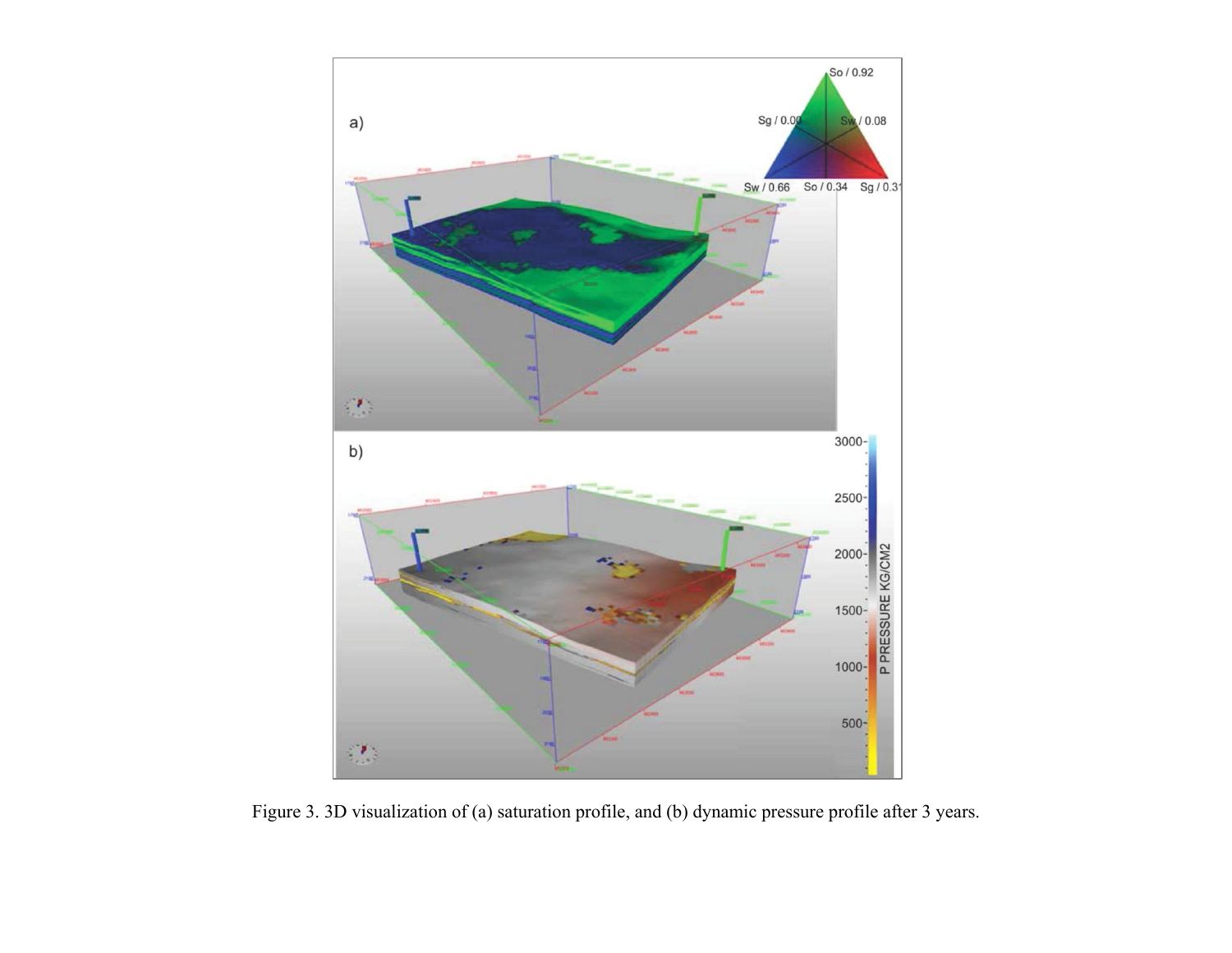Figure 3. 3D visualization of (a) saturation profile, and (b) dynamic pressure profile after 3 years.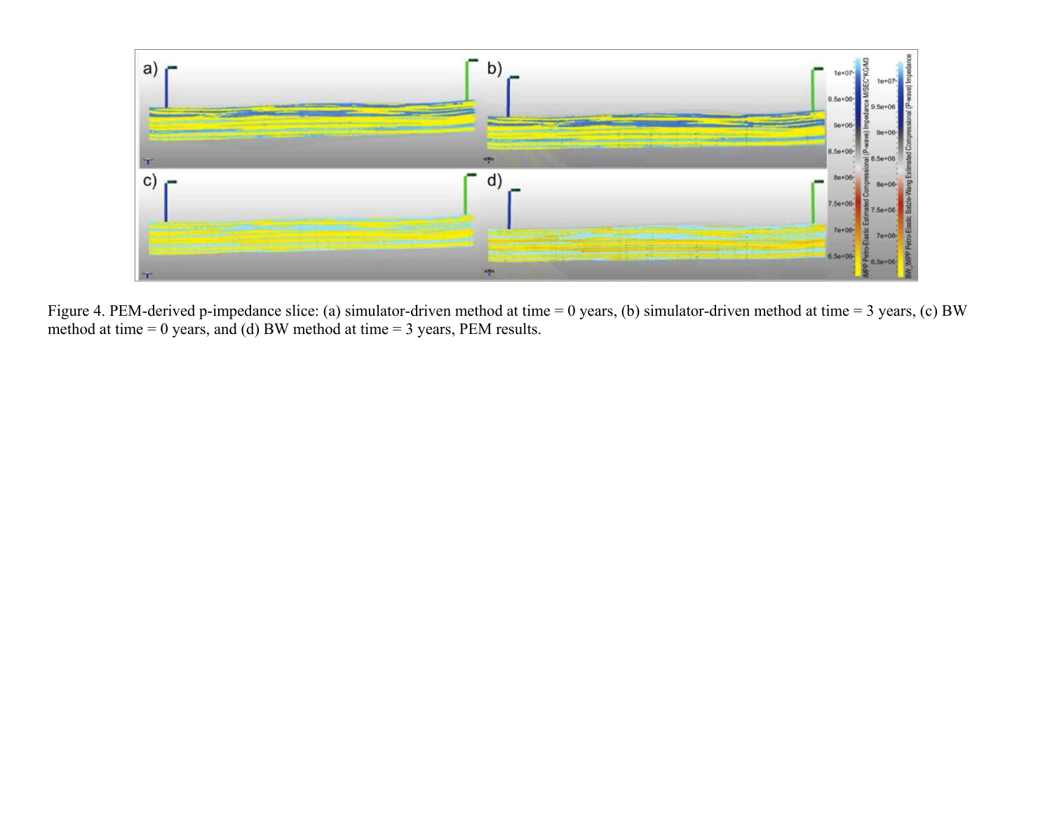Figure 4. PEM-derived p-impedance slice: (a) simulator-driven method at time = 0 years, (b) simulator-driven method at time = 3 years, (c) BW method at time = 0 years, and (d) BW method at time = 3 years, PEM results.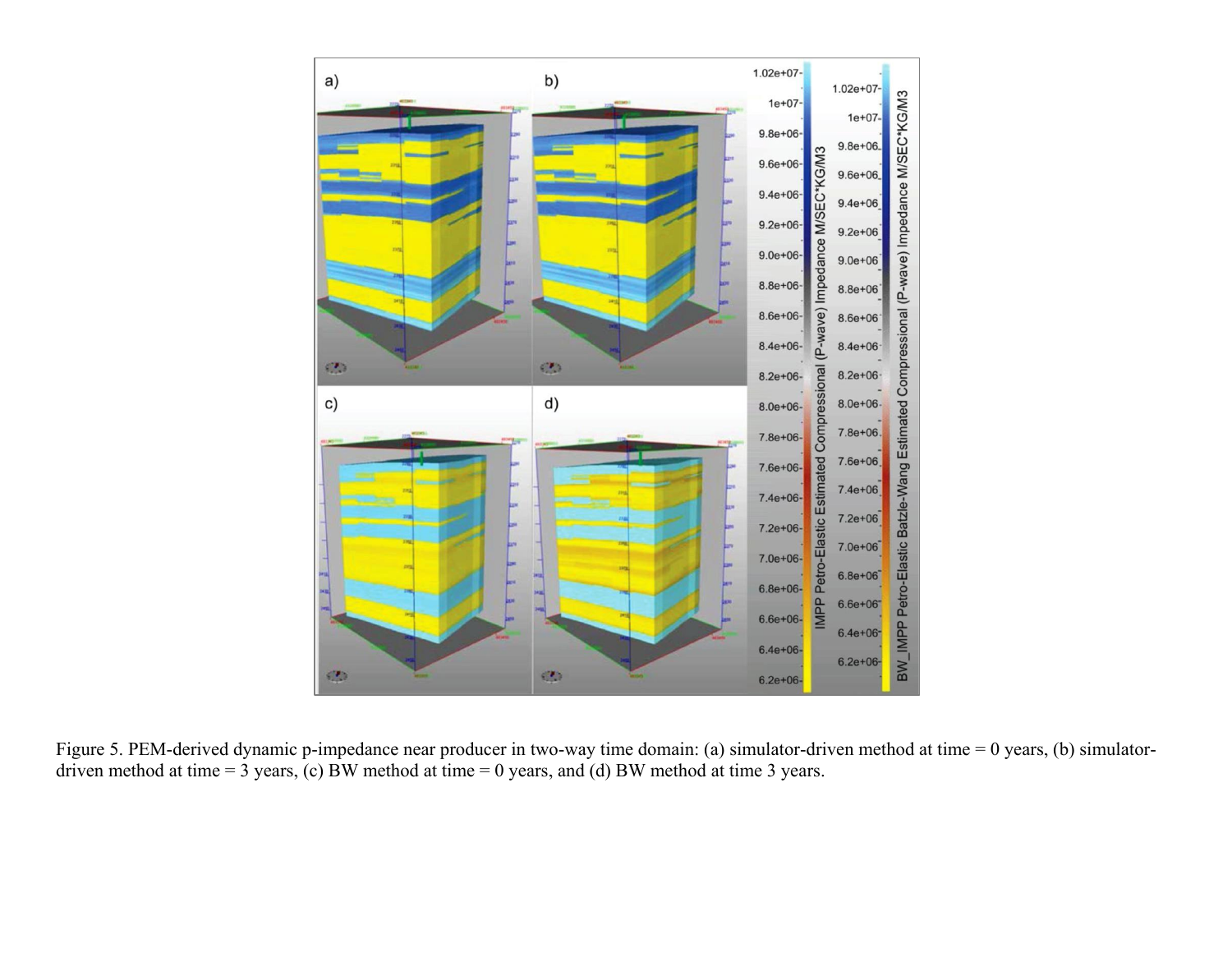Figure 5. PEM-derived dynamic p-impedance near producer in two-way time domain: (a) simulator-driven method at time = 0 years, (b) simulator-driven method at time = 3 years, (c) BW method at time = 0 years, and (d) BW method at time 3 years.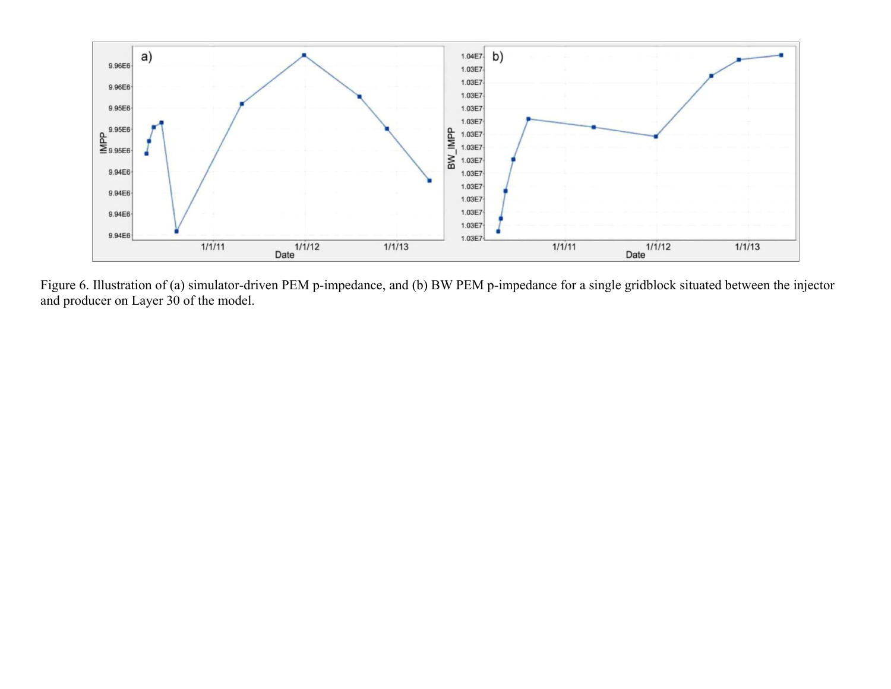a)

IMPP

9.96E6
9.96E6
9.95E6
9.95E6
9.95E6
9.94E6
9.94E6
9.94E6
9.94E6

1/1/11
1/1/12
1/1/13

Date

b)

BW_IMPP

1.04E7
1.03E7
1.03E7
1.03E7
1.03E7
1.03E7
1.03E7
1.03E7
1.03E7
1.03E7
1.03E7
1.03E7
1.03E7
1.03E7
1.03E7

1/1/11
1/1/12
1/1/13

Date

Figure 6. Illustration of (a) simulator-driven PEM p-impedance, and (b) BW PEM p-impedance for a single gridblock situated between the injector and producer on Layer 30 of the model.